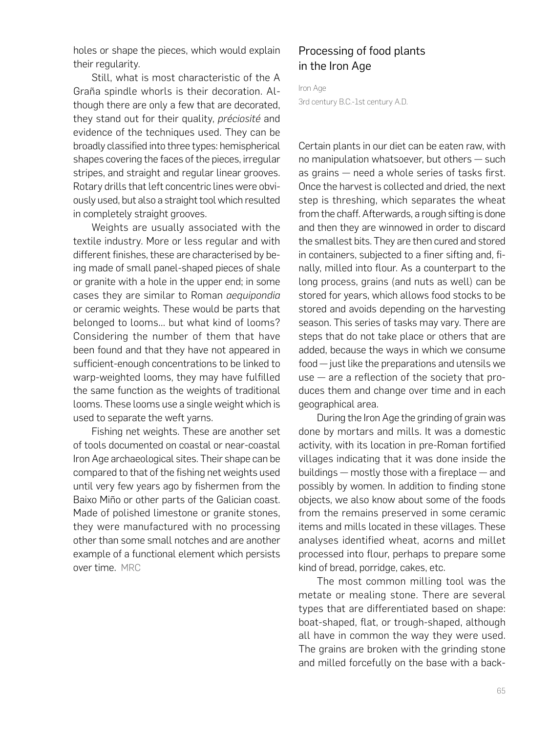holes or shape the pieces, which would explain their regularity.

Still, what is most characteristic of the A Graña spindle whorls is their decoration. Although there are only a few that are decorated, they stand out for their quality, *préciosité* and evidence of the techniques used. They can be broadly classified into three types: hemispherical shapes covering the faces of the pieces, irregular stripes, and straight and regular linear grooves. Rotary drills that left concentric lines were obviously used, but also a straight tool which resulted in completely straight grooves.

Weights are usually associated with the textile industry. More or less regular and with different finishes, these are characterised by being made of small panel-shaped pieces of shale or granite with a hole in the upper end; in some cases they are similar to Roman *aequipondia* or ceramic weights. These would be parts that belonged to looms... but what kind of looms? Considering the number of them that have been found and that they have not appeared in sufficient-enough concentrations to be linked to warp-weighted looms, they may have fulfilled the same function as the weights of traditional looms. These looms use a single weight which is used to separate the weft yarns.

Fishing net weights. These are another set of tools documented on coastal or near-coastal Iron Age archaeological sites. Their shape can be compared to that of the fishing net weights used until very few years ago by fishermen from the Baixo Miño or other parts of the Galician coast. Made of polished limestone or granite stones, they were manufactured with no processing other than some small notches and are another example of a functional element which persists over time. MRC

## Processing of food plants in the Iron Age

Iron Age
3rd century B.C.-1st century A.D.

Certain plants in our diet can be eaten raw, with no manipulation whatsoever, but others — such as grains — need a whole series of tasks first. Once the harvest is collected and dried, the next step is threshing, which separates the wheat from the chaff. Afterwards, a rough sifting is done and then they are winnowed in order to discard the smallest bits. They are then cured and stored in containers, subjected to a finer sifting and, finally, milled into flour. As a counterpart to the long process, grains (and nuts as well) can be stored for years, which allows food stocks to be stored and avoids depending on the harvesting season. This series of tasks may vary. There are steps that do not take place or others that are added, because the ways in which we consume food — just like the preparations and utensils we use — are a reflection of the society that produces them and change over time and in each geographical area.

During the Iron Age the grinding of grain was done by mortars and mills. It was a domestic activity, with its location in pre-Roman fortified villages indicating that it was done inside the buildings — mostly those with a fireplace — and possibly by women. In addition to finding stone objects, we also know about some of the foods from the remains preserved in some ceramic items and mills located in these villages. These analyses identified wheat, acorns and millet processed into flour, perhaps to prepare some kind of bread, porridge, cakes, etc.

The most common milling tool was the metate or mealing stone. There are several types that are differentiated based on shape: boat-shaped, flat, or trough-shaped, although all have in common the way they were used. The grains are broken with the grinding stone and milled forcefully on the base with a back-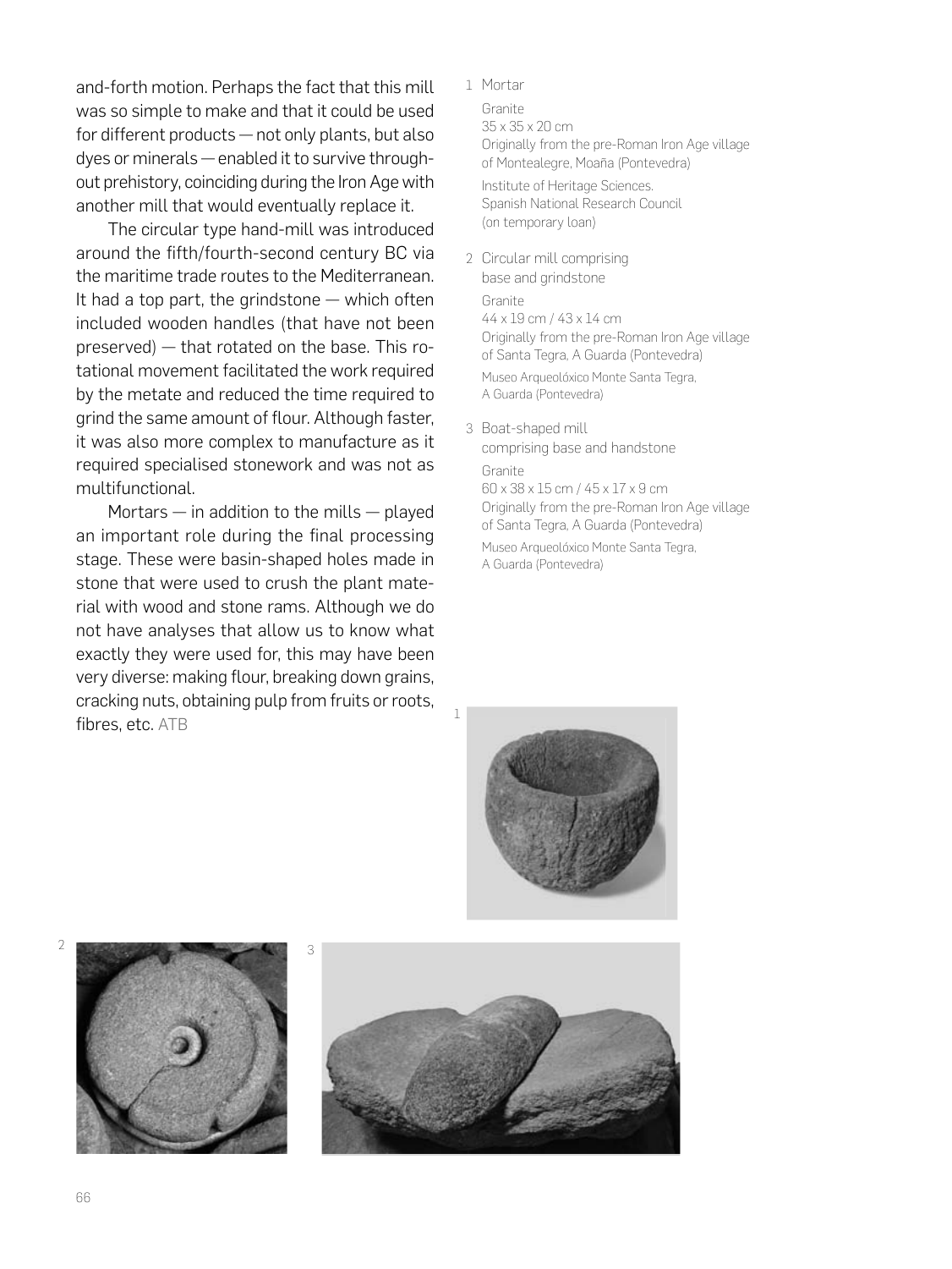and-forth motion. Perhaps the fact that this mill was so simple to make and that it could be used for different products — not only plants, but also dyes or minerals — enabled it to survive throughout prehistory, coinciding during the Iron Age with another mill that would eventually replace it.

The circular type hand-mill was introduced around the fifth/fourth-second century BC via the maritime trade routes to the Mediterranean. It had a top part, the grindstone — which often included wooden handles (that have not been preserved) — that rotated on the base. This rotational movement facilitated the work required by the metate and reduced the time required to grind the same amount of flour. Although faster, it was also more complex to manufacture as it required specialised stonework and was not as multifunctional.

Mortars — in addition to the mills — played an important role during the final processing stage. These were basin-shaped holes made in stone that were used to crush the plant material with wood and stone rams. Although we do not have analyses that allow us to know what exactly they were used for, this may have been very diverse: making flour, breaking down grains, cracking nuts, obtaining pulp from fruits or roots, fibres, etc. ATB

1 Mortar
Granite
35 x 35 x 20 cm
Originally from the pre-Roman Iron Age village of Montealegre, Moaña (Pontevedra)
Institute of Heritage Sciences. Spanish National Research Council (on temporary loan)

2 Circular mill comprising base and grindstone
Granite
44 x 19 cm / 43 x 14 cm
Originally from the pre-Roman Iron Age village of Santa Tegra, A Guarda (Pontevedra)
Museo Arqueolóxico Monte Santa Tegra, A Guarda (Pontevedra)

3 Boat-shaped mill comprising base and handstone
Granite
60 x 38 x 15 cm / 45 x 17 x 9 cm
Originally from the pre-Roman Iron Age village of Santa Tegra, A Guarda (Pontevedra)
Museo Arqueolóxico Monte Santa Tegra, A Guarda (Pontevedra)

1

2

3